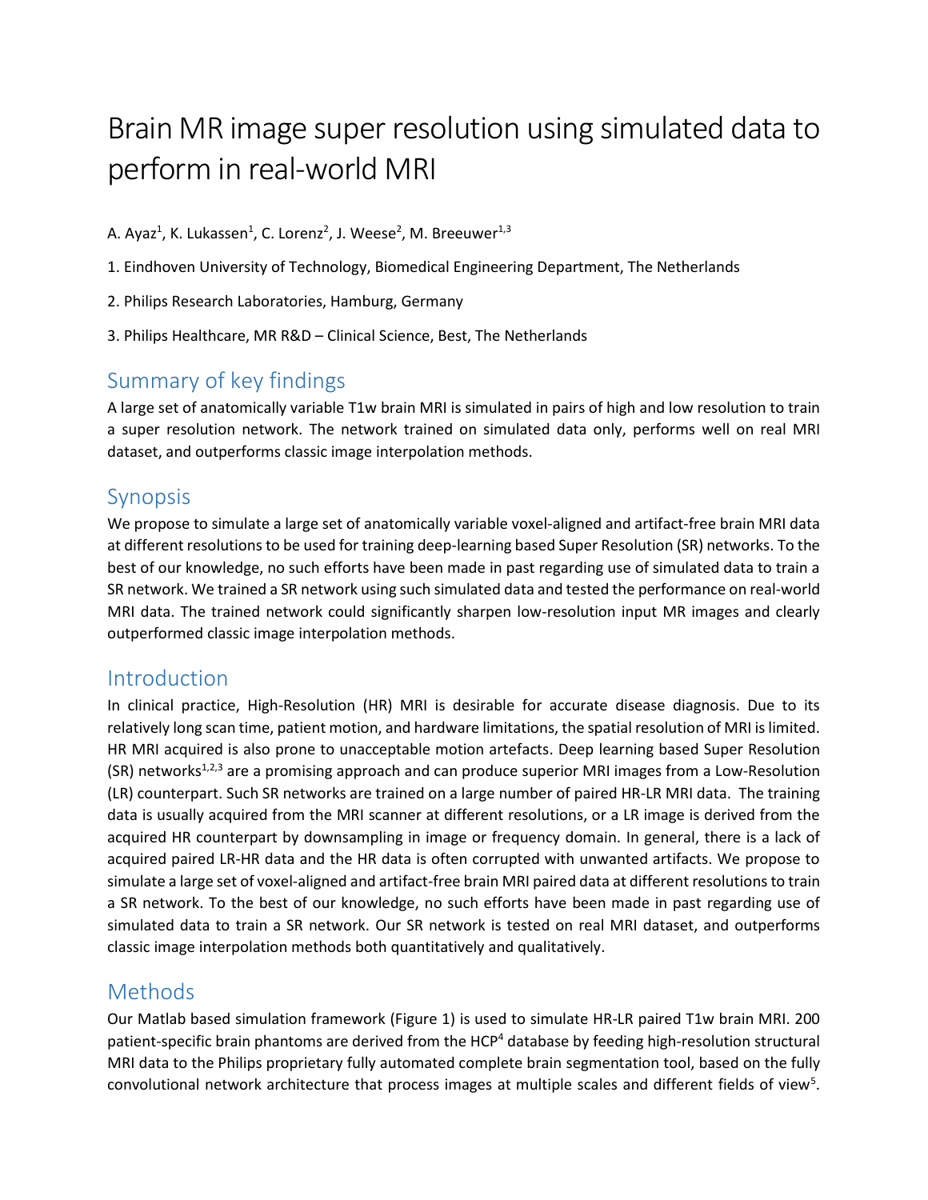# Brain MR image super resolution using simulated data to perform in real-world MRI

A. Ayaz[1], K. Lukassen[1], C. Lorenz[2], J. Weese[2], M. Breeuwer[1,3]

1. Eindhoven University of Technology, Biomedical Engineering Department, The Netherlands

2. Philips Research Laboratories, Hamburg, Germany

3. Philips Healthcare, MR R&D – Clinical Science, Best, The Netherlands

## Summary of key findings

A large set of anatomically variable T1w brain MRI is simulated in pairs of high and low resolution to train a super resolution network. The network trained on simulated data only, performs well on real MRI dataset, and outperforms classic image interpolation methods.

## Synopsis

We propose to simulate a large set of anatomically variable voxel-aligned and artifact-free brain MRI data at different resolutions to be used for training deep-learning based Super Resolution (SR) networks. To the best of our knowledge, no such efforts have been made in past regarding use of simulated data to train a SR network. We trained a SR network using such simulated data and tested the performance on real-world MRI data. The trained network could significantly sharpen low-resolution input MR images and clearly outperformed classic image interpolation methods.

## Introduction

In clinical practice, High-Resolution (HR) MRI is desirable for accurate disease diagnosis. Due to its relatively long scan time, patient motion, and hardware limitations, the spatial resolution of MRI is limited. HR MRI acquired is also prone to unacceptable motion artefacts. Deep learning based Super Resolution (SR) networks[1,2,3] are a promising approach and can produce superior MRI images from a Low-Resolution (LR) counterpart. Such SR networks are trained on a large number of paired HR-LR MRI data. The training data is usually acquired from the MRI scanner at different resolutions, or a LR image is derived from the acquired HR counterpart by downsampling in image or frequency domain. In general, there is a lack of acquired paired LR-HR data and the HR data is often corrupted with unwanted artifacts. We propose to simulate a large set of voxel-aligned and artifact-free brain MRI paired data at different resolutions to train a SR network. To the best of our knowledge, no such efforts have been made in past regarding use of simulated data to train a SR network. Our SR network is tested on real MRI dataset, and outperforms classic image interpolation methods both quantitatively and qualitatively.

## Methods

Our Matlab based simulation framework (Figure 1) is used to simulate HR-LR paired T1w brain MRI. 200 patient-specific brain phantoms are derived from the HCP[4] database by feeding high-resolution structural MRI data to the Philips proprietary fully automated complete brain segmentation tool, based on the fully convolutional network architecture that process images at multiple scales and different fields of view[5].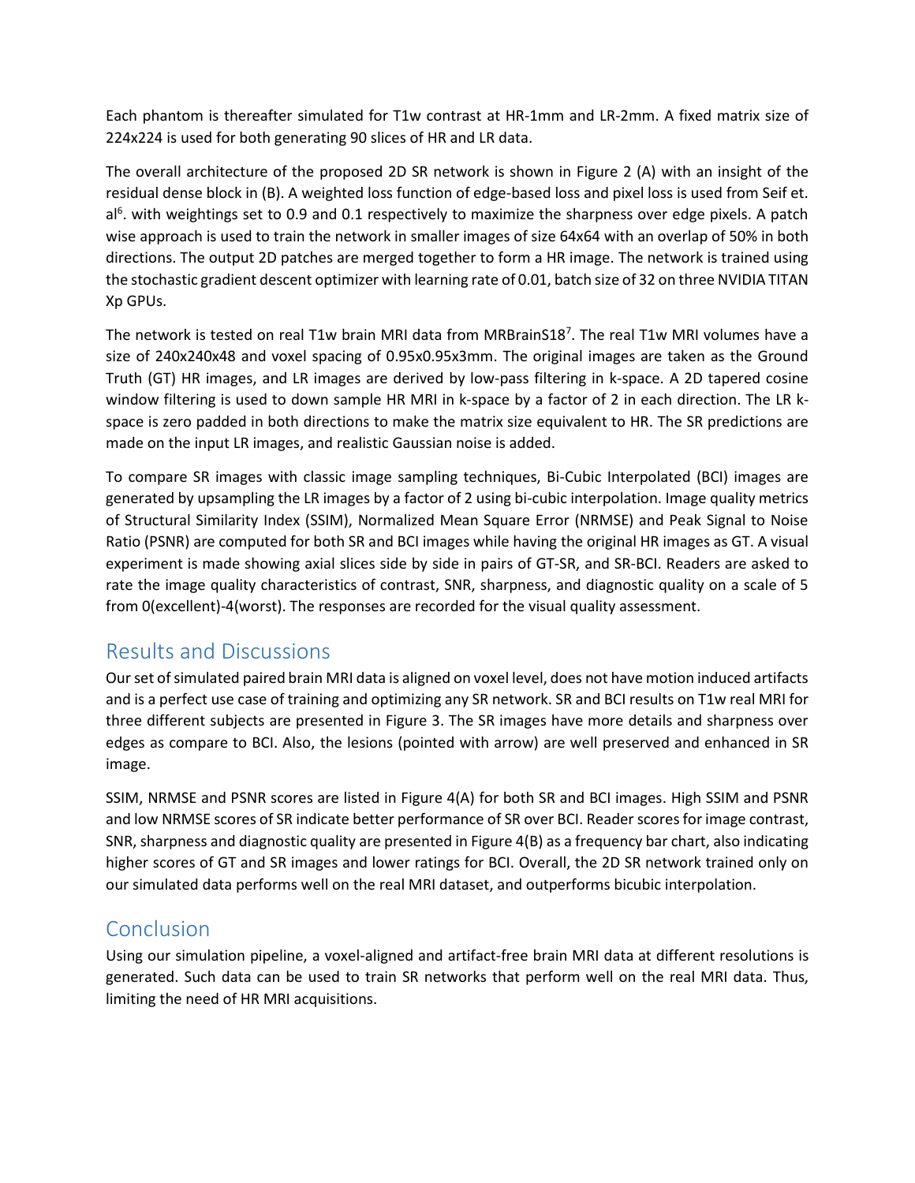Each phantom is thereafter simulated for T1w contrast at HR-1mm and LR-2mm. A fixed matrix size of 224x224 is used for both generating 90 slices of HR and LR data.

The overall architecture of the proposed 2D SR network is shown in Figure 2 (A) with an insight of the residual dense block in (B). A weighted loss function of edge-based loss and pixel loss is used from Seif et. al[6]. with weightings set to 0.9 and 0.1 respectively to maximize the sharpness over edge pixels. A patch wise approach is used to train the network in smaller images of size 64x64 with an overlap of 50% in both directions. The output 2D patches are merged together to form a HR image. The network is trained using the stochastic gradient descent optimizer with learning rate of 0.01, batch size of 32 on three NVIDIA TITAN Xp GPUs.

The network is tested on real T1w brain MRI data from MRBrainS18[7]. The real T1w MRI volumes have a size of 240x240x48 and voxel spacing of 0.95x0.95x3mm. The original images are taken as the Ground Truth (GT) HR images, and LR images are derived by low-pass filtering in k-space. A 2D tapered cosine window filtering is used to down sample HR MRI in k-space by a factor of 2 in each direction. The LR k-space is zero padded in both directions to make the matrix size equivalent to HR. The SR predictions are made on the input LR images, and realistic Gaussian noise is added.

To compare SR images with classic image sampling techniques, Bi-Cubic Interpolated (BCI) images are generated by upsampling the LR images by a factor of 2 using bi-cubic interpolation. Image quality metrics of Structural Similarity Index (SSIM), Normalized Mean Square Error (NRMSE) and Peak Signal to Noise Ratio (PSNR) are computed for both SR and BCI images while having the original HR images as GT. A visual experiment is made showing axial slices side by side in pairs of GT-SR, and SR-BCI. Readers are asked to rate the image quality characteristics of contrast, SNR, sharpness, and diagnostic quality on a scale of 5 from 0(excellent)-4(worst). The responses are recorded for the visual quality assessment.

## Results and Discussions

Our set of simulated paired brain MRI data is aligned on voxel level, does not have motion induced artifacts and is a perfect use case of training and optimizing any SR network. SR and BCI results on T1w real MRI for three different subjects are presented in Figure 3. The SR images have more details and sharpness over edges as compare to BCI. Also, the lesions (pointed with arrow) are well preserved and enhanced in SR image.

SSIM, NRMSE and PSNR scores are listed in Figure 4(A) for both SR and BCI images. High SSIM and PSNR and low NRMSE scores of SR indicate better performance of SR over BCI. Reader scores for image contrast, SNR, sharpness and diagnostic quality are presented in Figure 4(B) as a frequency bar chart, also indicating higher scores of GT and SR images and lower ratings for BCI. Overall, the 2D SR network trained only on our simulated data performs well on the real MRI dataset, and outperforms bicubic interpolation.

## Conclusion

Using our simulation pipeline, a voxel-aligned and artifact-free brain MRI data at different resolutions is generated. Such data can be used to train SR networks that perform well on the real MRI data. Thus, limiting the need of HR MRI acquisitions.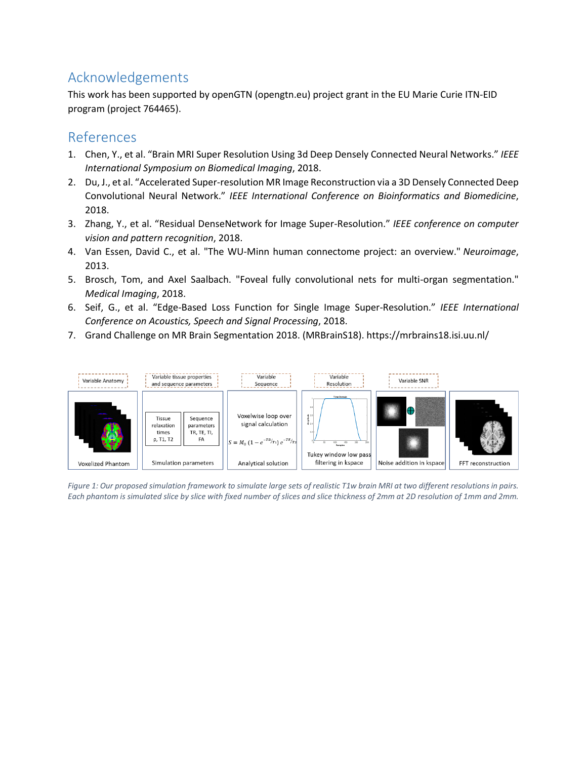## Acknowledgements

This work has been supported by openGTN (opengtn.eu) project grant in the EU Marie Curie ITN-EID program (project 764465).

## References

1. Chen, Y., et al. "Brain MRI Super Resolution Using 3d Deep Densely Connected Neural Networks." *IEEE International Symposium on Biomedical Imaging*, 2018.
2. Du, J., et al. "Accelerated Super-resolution MR Image Reconstruction via a 3D Densely Connected Deep Convolutional Neural Network." *IEEE International Conference on Bioinformatics and Biomedicine*, 2018.
3. Zhang, Y., et al. "Residual DenseNetwork for Image Super-Resolution." *IEEE conference on computer vision and pattern recognition*, 2018.
4. Van Essen, David C., et al. "The WU-Minn human connectome project: an overview." *Neuroimage*, 2013.
5. Brosch, Tom, and Axel Saalbach. "Foveal fully convolutional nets for multi-organ segmentation." *Medical Imaging*, 2018.
6. Seif, G., et al. "Edge-Based Loss Function for Single Image Super-Resolution." *IEEE International Conference on Acoustics, Speech and Signal Processing*, 2018.
7. Grand Challenge on MR Brain Segmentation 2018. (MRBrainS18). https://mrbrains18.isi.uu.nl/

*Figure 1: Our proposed simulation framework to simulate large sets of realistic T1w brain MRI at two different resolutions in pairs. Each phantom is simulated slice by slice with fixed number of slices and slice thickness of 2mm at 2D resolution of 1mm and 2mm.*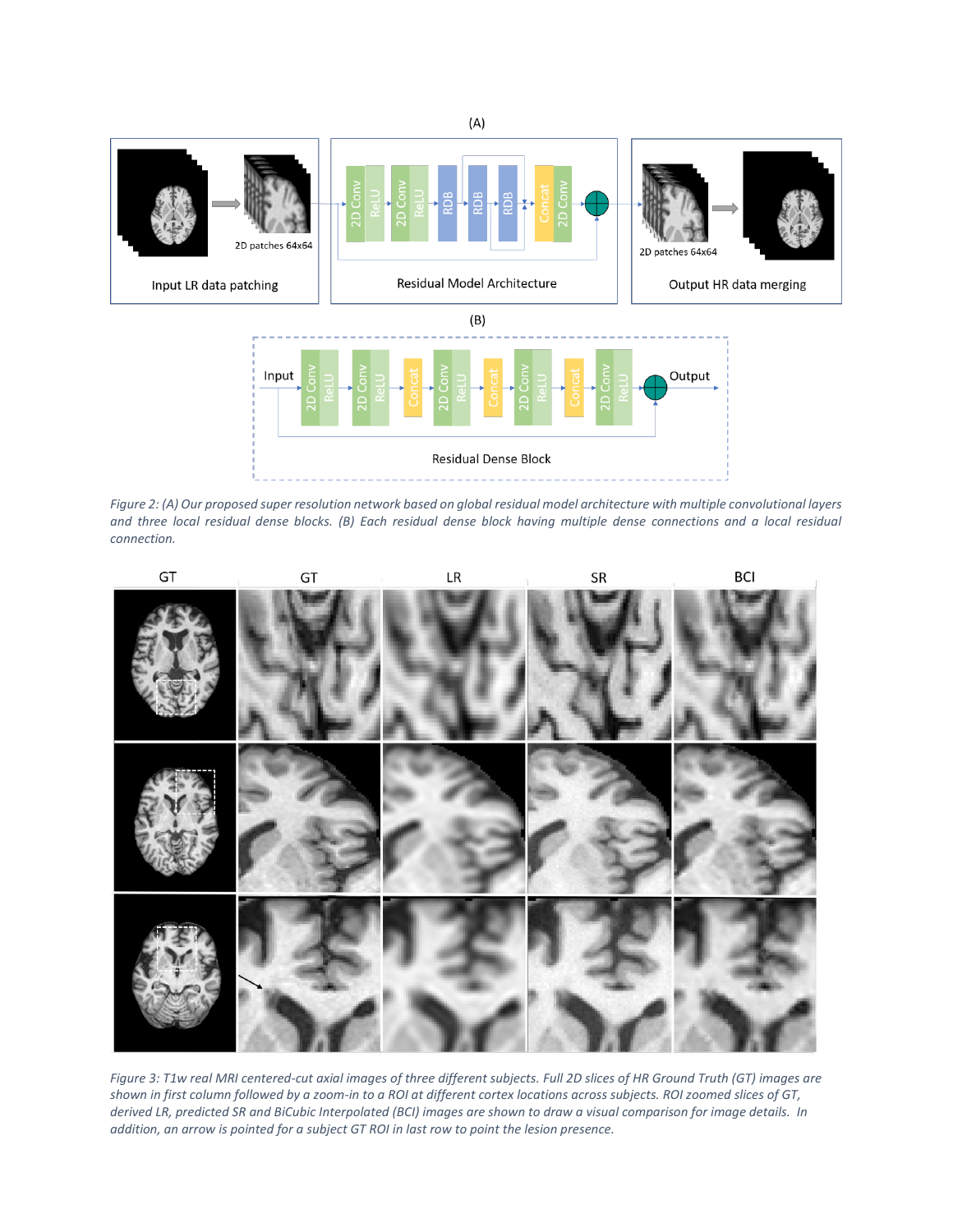*Figure 2: (A) Our proposed super resolution network based on global residual model architecture with multiple convolutional layers and three local residual dense blocks. (B) Each residual dense block having multiple dense connections and a local residual connection.*

*Figure 3: T1w real MRI centered-cut axial images of three different subjects. Full 2D slices of HR Ground Truth (GT) images are shown in first column followed by a zoom-in to a ROI at different cortex locations across subjects. ROI zoomed slices of GT, derived LR, predicted SR and BiCubic Interpolated (BCI) images are shown to draw a visual comparison for image details. In addition, an arrow is pointed for a subject GT ROI in last row to point the lesion presence.*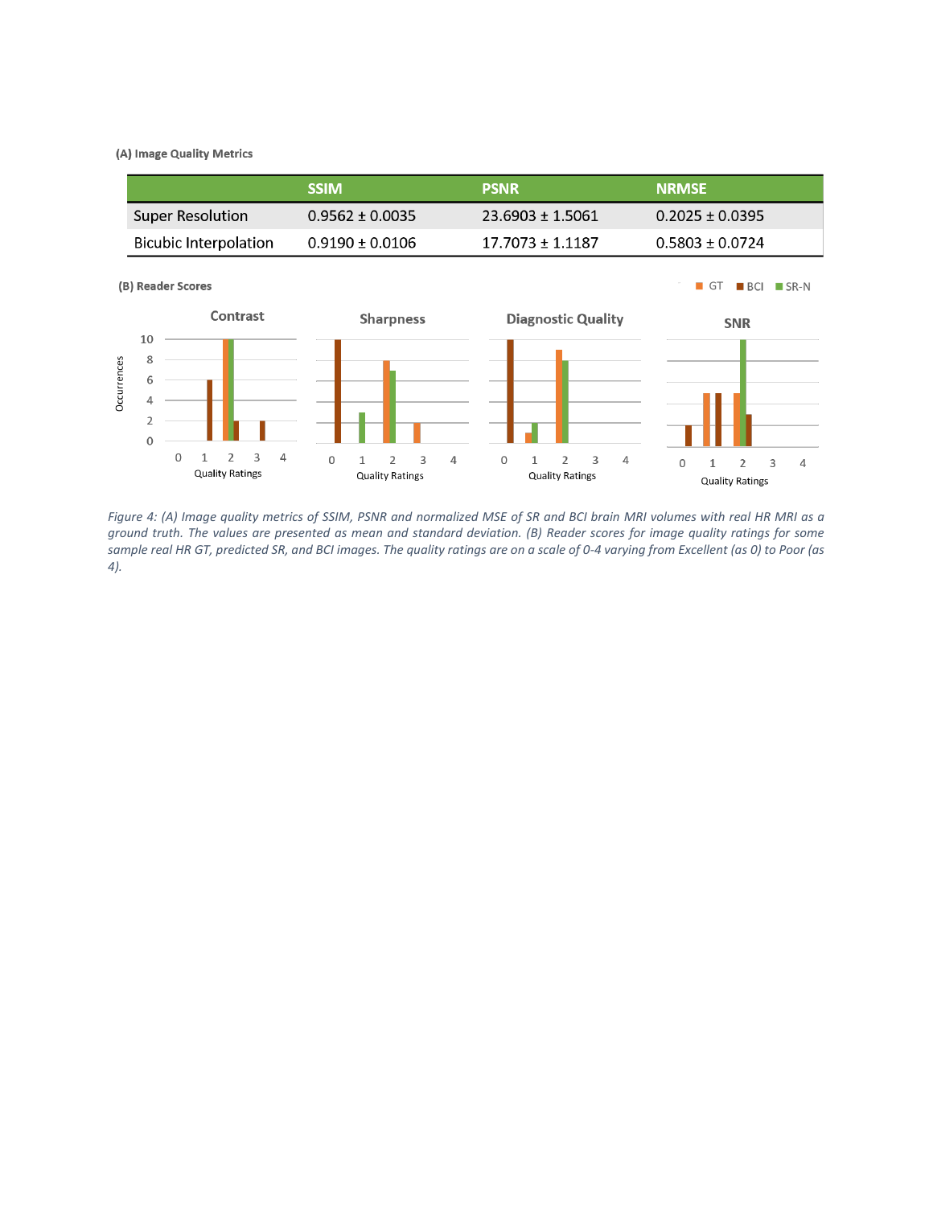(A) Image Quality Metrics

| | SSIM | PSNR | NRMSE |
|---|---|---|---|
| Super Resolution | 0.9562 ± 0.0035 | 23.6903 ± 1.5061 | 0.2025 ± 0.0395 |
| Bicubic Interpolation | 0.9190 ± 0.0106 | 17.7073 ± 1.1187 | 0.5803 ± 0.0724 |

(B) Reader Scores

GT BCI SR-N

Contrast

Occurrences

10
8
6
4
2
0

0 1 2 3 4

Quality Ratings

Sharpness

0 1 2 3 4

Quality Ratings

Diagnostic Quality

0 1 2 3 4

Quality Ratings

SNR

0 1 2 3 4

Quality Ratings

*Figure 4: (A) Image quality metrics of SSIM, PSNR and normalized MSE of SR and BCI brain MRI volumes with real HR MRI as a ground truth. The values are presented as mean and standard deviation. (B) Reader scores for image quality ratings for some sample real HR GT, predicted SR, and BCI images. The quality ratings are on a scale of 0-4 varying from Excellent (as 0) to Poor (as 4).*